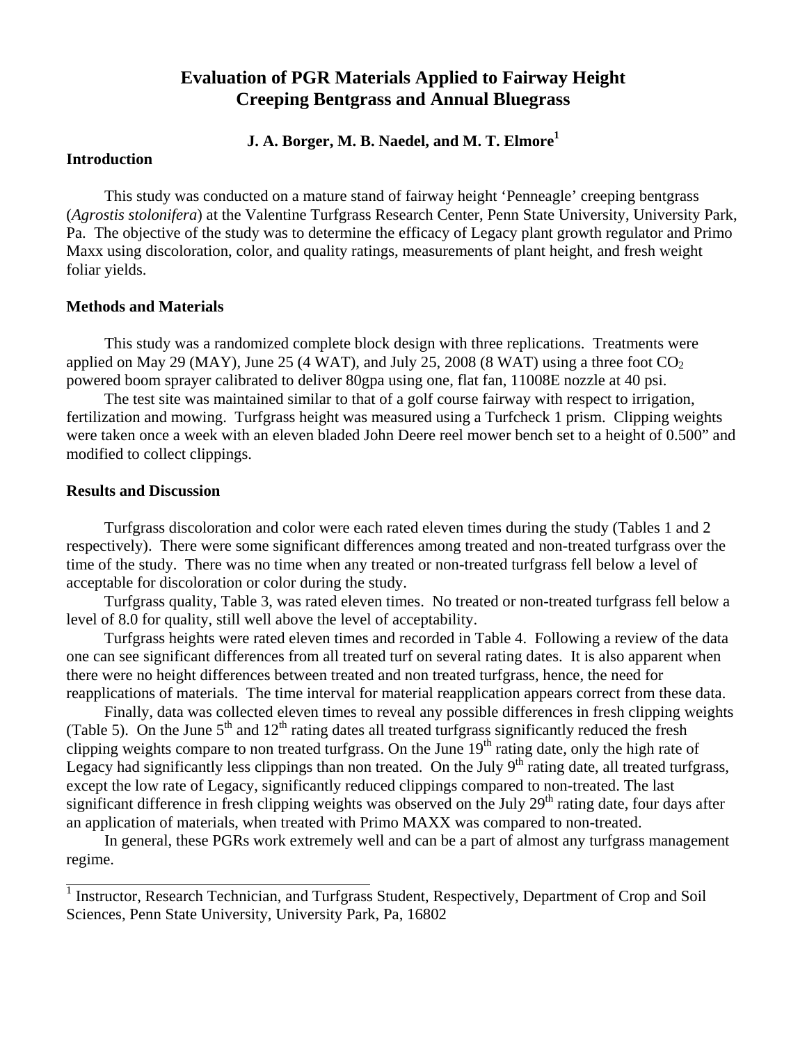# Evaluation of PGR Materials Applied to Fairway Height Creeping Bentgrass and Annual Bluegrass

**J. A. Borger, M. B. Naedel, and M. T. Elmore[1]**

## Introduction

This study was conducted on a mature stand of fairway height 'Penneagle' creeping bentgrass (*Agrostis stolonifera*) at the Valentine Turfgrass Research Center, Penn State University, University Park, Pa. The objective of the study was to determine the efficacy of Legacy plant growth regulator and Primo Maxx using discoloration, color, and quality ratings, measurements of plant height, and fresh weight foliar yields.

## Methods and Materials

This study was a randomized complete block design with three replications. Treatments were applied on May 29 (MAY), June 25 (4 WAT), and July 25, 2008 (8 WAT) using a three foot $CO_2$ powered boom sprayer calibrated to deliver 80gpa using one, flat fan, 11008E nozzle at 40 psi.

The test site was maintained similar to that of a golf course fairway with respect to irrigation, fertilization and mowing. Turfgrass height was measured using a Turfcheck 1 prism. Clipping weights were taken once a week with an eleven bladed John Deere reel mower bench set to a height of 0.500" and modified to collect clippings.

## Results and Discussion

Turfgrass discoloration and color were each rated eleven times during the study (Tables 1 and 2 respectively). There were some significant differences among treated and non-treated turfgrass over the time of the study. There was no time when any treated or non-treated turfgrass fell below a level of acceptable for discoloration or color during the study.

Turfgrass quality, Table 3, was rated eleven times. No treated or non-treated turfgrass fell below a level of 8.0 for quality, still well above the level of acceptability.

Turfgrass heights were rated eleven times and recorded in Table 4. Following a review of the data one can see significant differences from all treated turf on several rating dates. It is also apparent when there were no height differences between treated and non treated turfgrass, hence, the need for reapplications of materials. The time interval for material reapplication appears correct from these data.

Finally, data was collected eleven times to reveal any possible differences in fresh clipping weights (Table 5). On the June 5th and 12th rating dates all treated turfgrass significantly reduced the fresh clipping weights compare to non treated turfgrass. On the June 19th rating date, only the high rate of Legacy had significantly less clippings than non treated. On the July 9th rating date, all treated turfgrass, except the low rate of Legacy, significantly reduced clippings compared to non-treated. The last significant difference in fresh clipping weights was observed on the July 29th rating date, four days after an application of materials, when treated with Primo MAXX was compared to non-treated.

In general, these PGRs work extremely well and can be a part of almost any turfgrass management regime.

---

[1] Instructor, Research Technician, and Turfgrass Student, Respectively, Department of Crop and Soil Sciences, Penn State University, University Park, Pa, 16802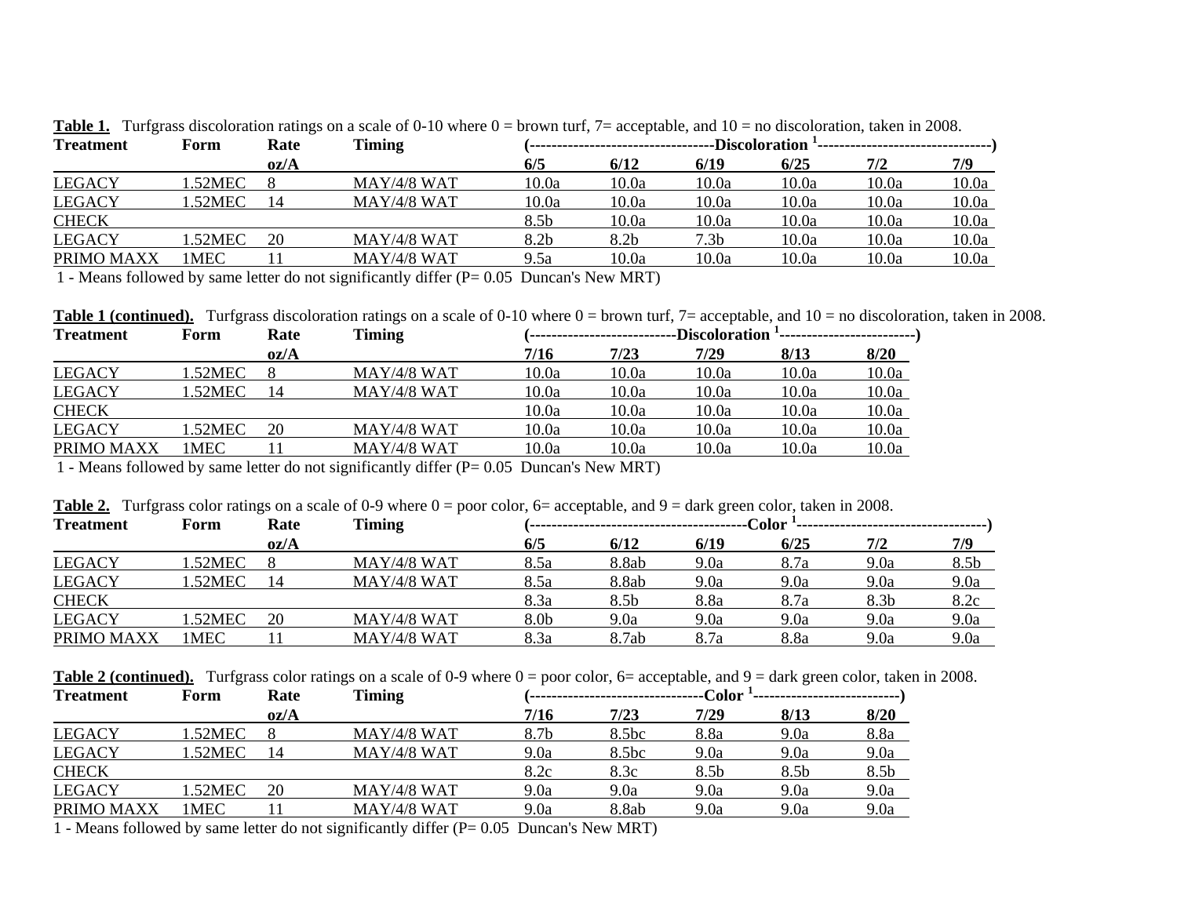**Table 1.** Turfgrass discoloration ratings on a scale of 0-10 where 0 = brown turf, 7= acceptable, and 10 = no discoloration, taken in 2008.

| Treatment | Form | Rate | Timing | Discoloration [1] | | | | | |
|---|---|---|---|---|---|---|---|---|---|
| | | oz/A | | 6/5 | 6/12 | 6/19 | 6/25 | 7/2 | 7/9 |
| LEGACY | 1.52MEC | 8 | MAY/4/8 WAT | 10.0a | 10.0a | 10.0a | 10.0a | 10.0a | 10.0a |
| LEGACY | 1.52MEC | 14 | MAY/4/8 WAT | 10.0a | 10.0a | 10.0a | 10.0a | 10.0a | 10.0a |
| CHECK | | | | 8.5b | 10.0a | 10.0a | 10.0a | 10.0a | 10.0a |
| LEGACY | 1.52MEC | 20 | MAY/4/8 WAT | 8.2b | 8.2b | 7.3b | 10.0a | 10.0a | 10.0a |
| PRIMO MAXX | 1MEC | 11 | MAY/4/8 WAT | 9.5a | 10.0a | 10.0a | 10.0a | 10.0a | 10.0a |

1 - Means followed by same letter do not significantly differ (P= 0.05 Duncan's New MRT)

**Table 1 (continued).** Turfgrass discoloration ratings on a scale of 0-10 where 0 = brown turf, 7= acceptable, and 10 = no discoloration, taken in 2008.

| Treatment | Form | Rate | Timing | Discoloration [1] | | | | |
|---|---|---|---|---|---|---|---|---|
| | | oz/A | | 7/16 | 7/23 | 7/29 | 8/13 | 8/20 |
| LEGACY | 1.52MEC | 8 | MAY/4/8 WAT | 10.0a | 10.0a | 10.0a | 10.0a | 10.0a |
| LEGACY | 1.52MEC | 14 | MAY/4/8 WAT | 10.0a | 10.0a | 10.0a | 10.0a | 10.0a |
| CHECK | | | | 10.0a | 10.0a | 10.0a | 10.0a | 10.0a |
| LEGACY | 1.52MEC | 20 | MAY/4/8 WAT | 10.0a | 10.0a | 10.0a | 10.0a | 10.0a |
| PRIMO MAXX | 1MEC | 11 | MAY/4/8 WAT | 10.0a | 10.0a | 10.0a | 10.0a | 10.0a |

1 - Means followed by same letter do not significantly differ (P= 0.05 Duncan's New MRT)

**Table 2.** Turfgrass color ratings on a scale of 0-9 where 0 = poor color, 6= acceptable, and 9 = dark green color, taken in 2008.

| Treatment | Form | Rate | Timing | Color [1] | | | | | |
|---|---|---|---|---|---|---|---|---|---|
| | | oz/A | | 6/5 | 6/12 | 6/19 | 6/25 | 7/2 | 7/9 |
| LEGACY | 1.52MEC | 8 | MAY/4/8 WAT | 8.5a | 8.8ab | 9.0a | 8.7a | 9.0a | 8.5b |
| LEGACY | 1.52MEC | 14 | MAY/4/8 WAT | 8.5a | 8.8ab | 9.0a | 9.0a | 9.0a | 9.0a |
| CHECK | | | | 8.3a | 8.5b | 8.8a | 8.7a | 8.3b | 8.2c |
| LEGACY | 1.52MEC | 20 | MAY/4/8 WAT | 8.0b | 9.0a | 9.0a | 9.0a | 9.0a | 9.0a |
| PRIMO MAXX | 1MEC | 11 | MAY/4/8 WAT | 8.3a | 8.7ab | 8.7a | 8.8a | 9.0a | 9.0a |

**Table 2 (continued).** Turfgrass color ratings on a scale of 0-9 where 0 = poor color, 6= acceptable, and 9 = dark green color, taken in 2008.

| Treatment | Form | Rate | Timing | Color [1] | | | | |
|---|---|---|---|---|---|---|---|---|
| | | oz/A | | 7/16 | 7/23 | 7/29 | 8/13 | 8/20 |
| LEGACY | 1.52MEC | 8 | MAY/4/8 WAT | 8.7b | 8.5bc | 8.8a | 9.0a | 8.8a |
| LEGACY | 1.52MEC | 14 | MAY/4/8 WAT | 9.0a | 8.5bc | 9.0a | 9.0a | 9.0a |
| CHECK | | | | 8.2c | 8.3c | 8.5b | 8.5b | 8.5b |
| LEGACY | 1.52MEC | 20 | MAY/4/8 WAT | 9.0a | 9.0a | 9.0a | 9.0a | 9.0a |
| PRIMO MAXX | 1MEC | 11 | MAY/4/8 WAT | 9.0a | 8.8ab | 9.0a | 9.0a | 9.0a |

1 - Means followed by same letter do not significantly differ (P= 0.05 Duncan's New MRT)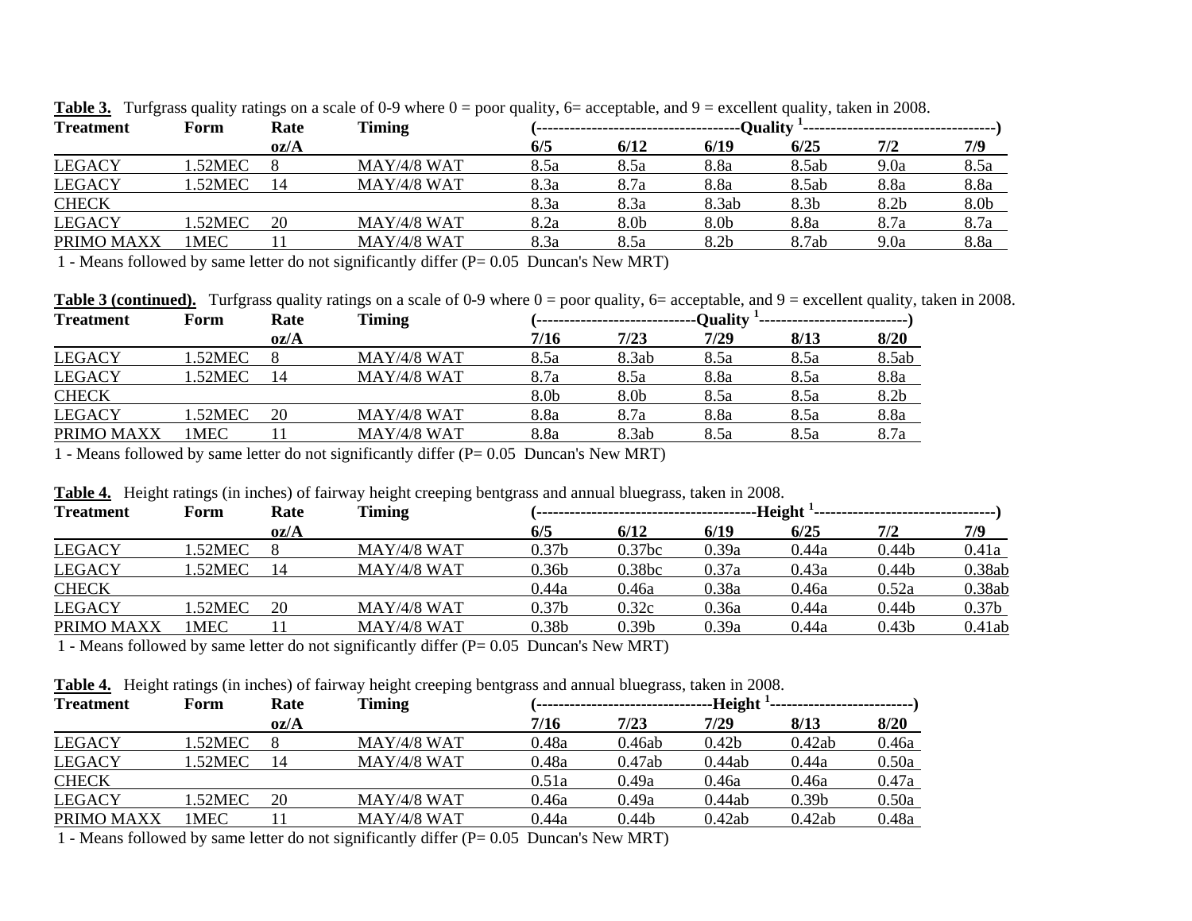**Table 3.** Turfgrass quality ratings on a scale of 0-9 where 0 = poor quality, 6= acceptable, and 9 = excellent quality, taken in 2008.

| Treatment | Form | Rate | Timing | (---Quality [1]--- | | | | | ) |
|---|---|---|---|---|---|---|---|---|---|
| | | oz/A | | 6/5 | 6/12 | 6/19 | 6/25 | 7/2 | 7/9 |
| LEGACY | 1.52MEC | 8 | MAY/4/8 WAT | 8.5a | 8.5a | 8.8a | 8.5ab | 9.0a | 8.5a |
| LEGACY | 1.52MEC | 14 | MAY/4/8 WAT | 8.3a | 8.7a | 8.8a | 8.5ab | 8.8a | 8.8a |
| CHECK | | | | 8.3a | 8.3a | 8.3ab | 8.3b | 8.2b | 8.0b |
| LEGACY | 1.52MEC | 20 | MAY/4/8 WAT | 8.2a | 8.0b | 8.0b | 8.8a | 8.7a | 8.7a |
| PRIMO MAXX | 1MEC | 11 | MAY/4/8 WAT | 8.3a | 8.5a | 8.2b | 8.7ab | 9.0a | 8.8a |

1 - Means followed by same letter do not significantly differ (P= 0.05 Duncan's New MRT)

**Table 3 (continued).** Turfgrass quality ratings on a scale of 0-9 where 0 = poor quality, 6= acceptable, and 9 = excellent quality, taken in 2008.

| Treatment | Form | Rate | Timing | (---Quality [1]--- | | | | ) |
|---|---|---|---|---|---|---|---|---|
| | | oz/A | | 7/16 | 7/23 | 7/29 | 8/13 | 8/20 |
| LEGACY | 1.52MEC | 8 | MAY/4/8 WAT | 8.5a | 8.3ab | 8.5a | 8.5a | 8.5ab |
| LEGACY | 1.52MEC | 14 | MAY/4/8 WAT | 8.7a | 8.5a | 8.8a | 8.5a | 8.8a |
| CHECK | | | | 8.0b | 8.0b | 8.5a | 8.5a | 8.2b |
| LEGACY | 1.52MEC | 20 | MAY/4/8 WAT | 8.8a | 8.7a | 8.8a | 8.5a | 8.8a |
| PRIMO MAXX | 1MEC | 11 | MAY/4/8 WAT | 8.8a | 8.3ab | 8.5a | 8.5a | 8.7a |

1 - Means followed by same letter do not significantly differ (P= 0.05 Duncan's New MRT)

**Table 4.** Height ratings (in inches) of fairway height creeping bentgrass and annual bluegrass, taken in 2008.

| Treatment | Form | Rate | Timing | (---Height [1]--- | | | | | ) |
|---|---|---|---|---|---|---|---|---|---|
| | | oz/A | | 6/5 | 6/12 | 6/19 | 6/25 | 7/2 | 7/9 |
| LEGACY | 1.52MEC | 8 | MAY/4/8 WAT | 0.37b | 0.37bc | 0.39a | 0.44a | 0.44b | 0.41a |
| LEGACY | 1.52MEC | 14 | MAY/4/8 WAT | 0.36b | 0.38bc | 0.37a | 0.43a | 0.44b | 0.38ab |
| CHECK | | | | 0.44a | 0.46a | 0.38a | 0.46a | 0.52a | 0.38ab |
| LEGACY | 1.52MEC | 20 | MAY/4/8 WAT | 0.37b | 0.32c | 0.36a | 0.44a | 0.44b | 0.37b |
| PRIMO MAXX | 1MEC | 11 | MAY/4/8 WAT | 0.38b | 0.39b | 0.39a | 0.44a | 0.43b | 0.41ab |

1 - Means followed by same letter do not significantly differ (P= 0.05 Duncan's New MRT)

**Table 4.** Height ratings (in inches) of fairway height creeping bentgrass and annual bluegrass, taken in 2008.

| Treatment | Form | Rate | Timing | (---Height [1]--- | | | | ) |
|---|---|---|---|---|---|---|---|---|
| | | oz/A | | 7/16 | 7/23 | 7/29 | 8/13 | 8/20 |
| LEGACY | 1.52MEC | 8 | MAY/4/8 WAT | 0.48a | 0.46ab | 0.42b | 0.42ab | 0.46a |
| LEGACY | 1.52MEC | 14 | MAY/4/8 WAT | 0.48a | 0.47ab | 0.44ab | 0.44a | 0.50a |
| CHECK | | | | 0.51a | 0.49a | 0.46a | 0.46a | 0.47a |
| LEGACY | 1.52MEC | 20 | MAY/4/8 WAT | 0.46a | 0.49a | 0.44ab | 0.39b | 0.50a |
| PRIMO MAXX | 1MEC | 11 | MAY/4/8 WAT | 0.44a | 0.44b | 0.42ab | 0.42ab | 0.48a |

1 - Means followed by same letter do not significantly differ (P= 0.05 Duncan's New MRT)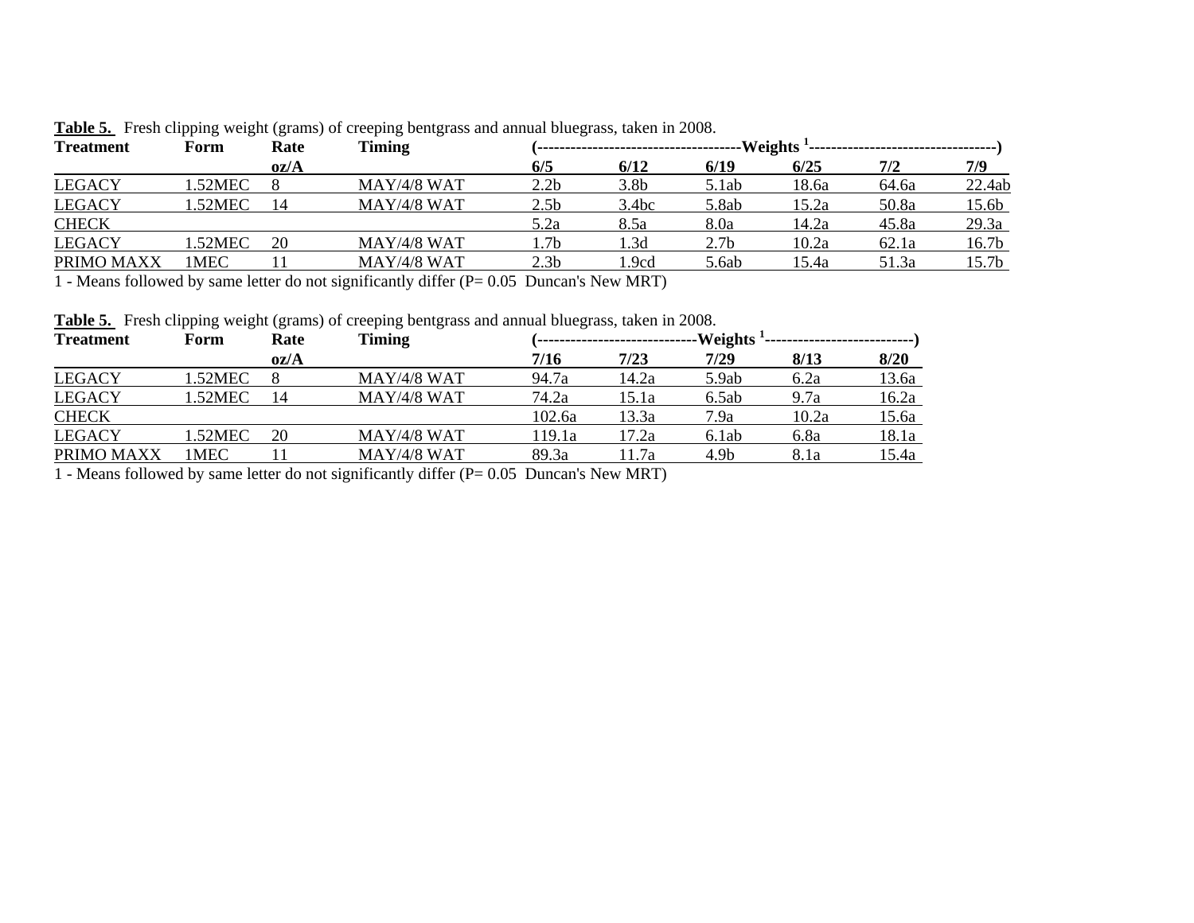**Table 5.** Fresh clipping weight (grams) of creeping bentgrass and annual bluegrass, taken in 2008.

| Treatment | Form | Rate | Timing | Weights [1] | | | | | |
|---|---|---|---|---|---|---|---|---|---|
| | | oz/A | | 6/5 | 6/12 | 6/19 | 6/25 | 7/2 | 7/9 |
| LEGACY | 1.52MEC | 8 | MAY/4/8 WAT | 2.2b | 3.8b | 5.1ab | 18.6a | 64.6a | 22.4ab |
| LEGACY | 1.52MEC | 14 | MAY/4/8 WAT | 2.5b | 3.4bc | 5.8ab | 15.2a | 50.8a | 15.6b |
| CHECK | | | | 5.2a | 8.5a | 8.0a | 14.2a | 45.8a | 29.3a |
| LEGACY | 1.52MEC | 20 | MAY/4/8 WAT | 1.7b | 1.3d | 2.7b | 10.2a | 62.1a | 16.7b |
| PRIMO MAXX | 1MEC | 11 | MAY/4/8 WAT | 2.3b | 1.9cd | 5.6ab | 15.4a | 51.3a | 15.7b |

1 - Means followed by same letter do not significantly differ (P= 0.05 Duncan's New MRT)

**Table 5.** Fresh clipping weight (grams) of creeping bentgrass and annual bluegrass, taken in 2008.

| Treatment | Form | Rate | Timing | Weights [1] | | | | |
|---|---|---|---|---|---|---|---|---|
| | | oz/A | | 7/16 | 7/23 | 7/29 | 8/13 | 8/20 |
| LEGACY | 1.52MEC | 8 | MAY/4/8 WAT | 94.7a | 14.2a | 5.9ab | 6.2a | 13.6a |
| LEGACY | 1.52MEC | 14 | MAY/4/8 WAT | 74.2a | 15.1a | 6.5ab | 9.7a | 16.2a |
| CHECK | | | | 102.6a | 13.3a | 7.9a | 10.2a | 15.6a |
| LEGACY | 1.52MEC | 20 | MAY/4/8 WAT | 119.1a | 17.2a | 6.1ab | 6.8a | 18.1a |
| PRIMO MAXX | 1MEC | 11 | MAY/4/8 WAT | 89.3a | 11.7a | 4.9b | 8.1a | 15.4a |

1 - Means followed by same letter do not significantly differ (P= 0.05 Duncan's New MRT)